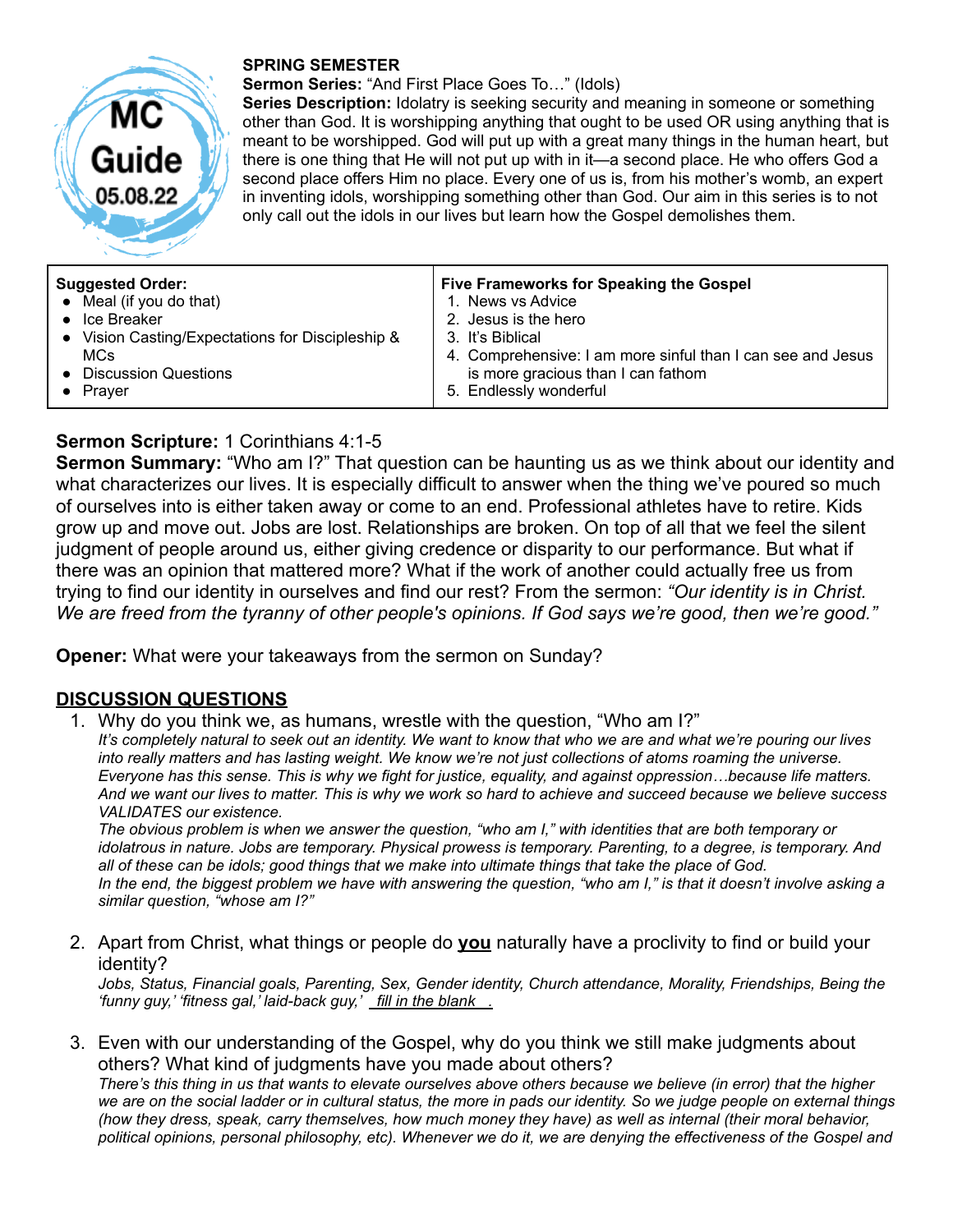MC Guide 05.08.22

**SPRING SEMESTER**
**Sermon Series:** "And First Place Goes To…" (Idols)
**Series Description:** Idolatry is seeking security and meaning in someone or something other than God. It is worshipping anything that ought to be used OR using anything that is meant to be worshipped. God will put up with a great many things in the human heart, but there is one thing that He will not put up with in it—a second place. He who offers God a second place offers Him no place. Every one of us is, from his mother's womb, an expert in inventing idols, worshipping something other than God. Our aim in this series is to not only call out the idols in our lives but learn how the Gospel demolishes them.

| **Suggested Order:** | **Five Frameworks for Speaking the Gospel** |
|---|---|
| • Meal (if you do that)<br>• Ice Breaker<br>• Vision Casting/Expectations for Discipleship & MCs<br>• Discussion Questions<br>• Prayer | 1. News vs Advice<br>2. Jesus is the hero<br>3. It's Biblical<br>4. Comprehensive: I am more sinful than I can see and Jesus is more gracious than I can fathom<br>5. Endlessly wonderful |

**Sermon Scripture:** 1 Corinthians 4:1-5
**Sermon Summary:** "Who am I?" That question can be haunting us as we think about our identity and what characterizes our lives. It is especially difficult to answer when the thing we've poured so much of ourselves into is either taken away or come to an end. Professional athletes have to retire. Kids grow up and move out. Jobs are lost. Relationships are broken. On top of all that we feel the silent judgment of people around us, either giving credence or disparity to our performance. But what if there was an opinion that mattered more? What if the work of another could actually free us from trying to find our identity in ourselves and find our rest? From the sermon: *"Our identity is in Christ. We are freed from the tyranny of other people's opinions. If God says we're good, then we're good."*

**Opener:** What were your takeaways from the sermon on Sunday?

## DISCUSSION QUESTIONS

1. Why do you think we, as humans, wrestle with the question, "Who am I?"
   *It's completely natural to seek out an identity. We want to know that who we are and what we're pouring our lives into really matters and has lasting weight. We know we're not just collections of atoms roaming the universe. Everyone has this sense. This is why we fight for justice, equality, and against oppression…because life matters. And we want our lives to matter. This is why we work so hard to achieve and succeed because we believe success VALIDATES our existence.*
   *The obvious problem is when we answer the question, "who am I," with identities that are both temporary or idolatrous in nature. Jobs are temporary. Physical prowess is temporary. Parenting, to a degree, is temporary. And all of these can be idols; good things that we make into ultimate things that take the place of God.*
   *In the end, the biggest problem we have with answering the question, "who am I," is that it doesn't involve asking a similar question, "whose am I?"*

2. Apart from Christ, what things or people do **<u>you</u>** naturally have a proclivity to find or build your identity?
   *Jobs, Status, Financial goals, Parenting, Sex, Gender identity, Church attendance, Morality, Friendships, Being the 'funny guy,' 'fitness gal,' laid-back guy,' <u>fill in the blank</u> .*

3. Even with our understanding of the Gospel, why do you think we still make judgments about others? What kind of judgments have you made about others?
   *There's this thing in us that wants to elevate ourselves above others because we believe (in error) that the higher we are on the social ladder or in cultural status, the more in pads our identity. So we judge people on external things (how they dress, speak, carry themselves, how much money they have) as well as internal (their moral behavior, political opinions, personal philosophy, etc). Whenever we do it, we are denying the effectiveness of the Gospel and*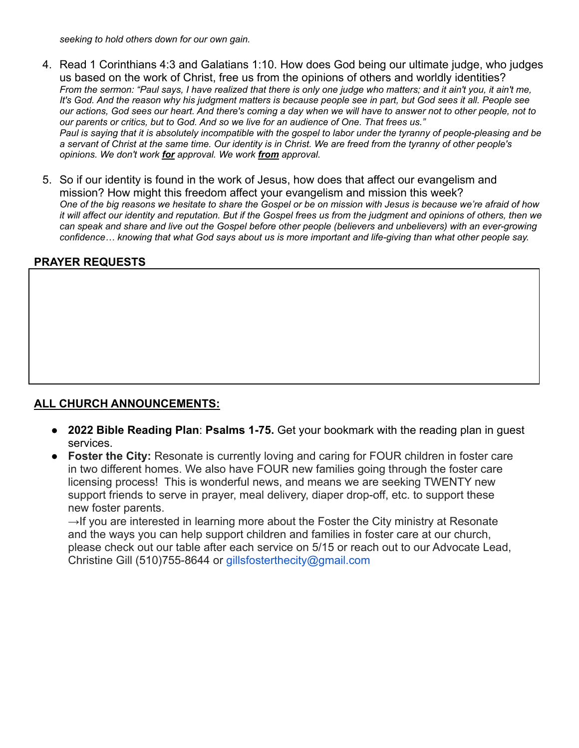*seeking to hold others down for our own gain.*

4. Read 1 Corinthians 4:3 and Galatians 1:10. How does God being our ultimate judge, who judges us based on the work of Christ, free us from the opinions of others and worldly identities?
   *From the sermon: "Paul says, I have realized that there is only one judge who matters; and it ain't you, it ain't me, It's God. And the reason why his judgment matters is because people see in part, but God sees it all. People see our actions, God sees our heart. And there's coming a day when we will have to answer not to other people, not to our parents or critics, but to God. And so we live for an audience of One. That frees us."*
   *Paul is saying that it is absolutely incompatible with the gospel to labor under the tyranny of people-pleasing and be a servant of Christ at the same time. Our identity is in Christ. We are freed from the tyranny of other people's opinions. We don't work* ***<u>for</u>*** *approval. We work* ***<u>from</u>*** *approval.*

5. So if our identity is found in the work of Jesus, how does that affect our evangelism and mission? How might this freedom affect your evangelism and mission this week?
   *One of the big reasons we hesitate to share the Gospel or be on mission with Jesus is because we're afraid of how it will affect our identity and reputation. But if the Gospel frees us from the judgment and opinions of others, then we can speak and share and live out the Gospel before other people (believers and unbelievers) with an ever-growing confidence… knowing that what God says about us is more important and life-giving than what other people say.*

## PRAYER REQUESTS

## <u>ALL CHURCH ANNOUNCEMENTS:</u>

- **2022 Bible Reading Plan**: **Psalms 1-75.** Get your bookmark with the reading plan in guest services.
- **Foster the City:** Resonate is currently loving and caring for FOUR children in foster care in two different homes. We also have FOUR new families going through the foster care licensing process! This is wonderful news, and means we are seeking TWENTY new support friends to serve in prayer, meal delivery, diaper drop-off, etc. to support these new foster parents.
  →If you are interested in learning more about the Foster the City ministry at Resonate and the ways you can help support children and families in foster care at our church, please check out our table after each service on 5/15 or reach out to our Advocate Lead, Christine Gill (510)755-8644 or gillsfosterthecity@gmail.com